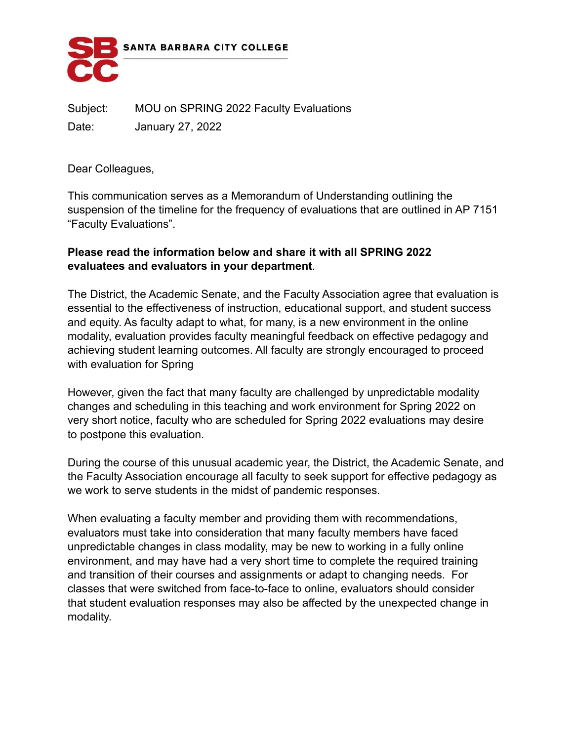SANTA BARBARA CITY COLLEGE

Subject: MOU on SPRING 2022 Faculty Evaluations

Date: January 27, 2022

Dear Colleagues,

This communication serves as a Memorandum of Understanding outlining the suspension of the timeline for the frequency of evaluations that are outlined in AP 7151 "Faculty Evaluations".

**Please read the information below and share it with all SPRING 2022 evaluatees and evaluators in your department**.

The District, the Academic Senate, and the Faculty Association agree that evaluation is essential to the effectiveness of instruction, educational support, and student success and equity. As faculty adapt to what, for many, is a new environment in the online modality, evaluation provides faculty meaningful feedback on effective pedagogy and achieving student learning outcomes. All faculty are strongly encouraged to proceed with evaluation for Spring

However, given the fact that many faculty are challenged by unpredictable modality changes and scheduling in this teaching and work environment for Spring 2022 on very short notice, faculty who are scheduled for Spring 2022 evaluations may desire to postpone this evaluation.

During the course of this unusual academic year, the District, the Academic Senate, and the Faculty Association encourage all faculty to seek support for effective pedagogy as we work to serve students in the midst of pandemic responses.

When evaluating a faculty member and providing them with recommendations, evaluators must take into consideration that many faculty members have faced unpredictable changes in class modality, may be new to working in a fully online environment, and may have had a very short time to complete the required training and transition of their courses and assignments or adapt to changing needs. For classes that were switched from face-to-face to online, evaluators should consider that student evaluation responses may also be affected by the unexpected change in modality.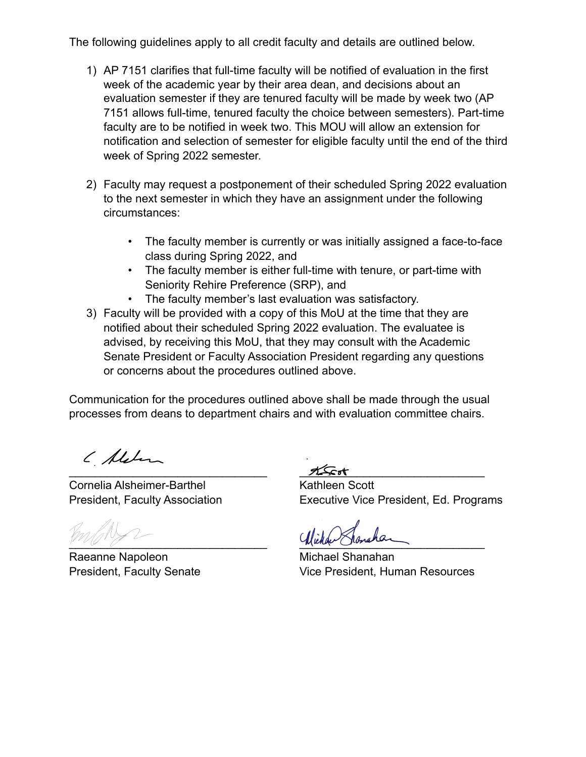The following guidelines apply to all credit faculty and details are outlined below.

1) AP 7151 clarifies that full-time faculty will be notified of evaluation in the first week of the academic year by their area dean, and decisions about an evaluation semester if they are tenured faculty will be made by week two (AP 7151 allows full-time, tenured faculty the choice between semesters). Part-time faculty are to be notified in week two. This MOU will allow an extension for notification and selection of semester for eligible faculty until the end of the third week of Spring 2022 semester.

2) Faculty may request a postponement of their scheduled Spring 2022 evaluation to the next semester in which they have an assignment under the following circumstances:

   - The faculty member is currently or was initially assigned a face-to-face class during Spring 2022, and
   - The faculty member is either full-time with tenure, or part-time with Seniority Rehire Preference (SRP), and
   - The faculty member's last evaluation was satisfactory.

3) Faculty will be provided with a copy of this MoU at the time that they are notified about their scheduled Spring 2022 evaluation. The evaluatee is advised, by receiving this MoU, that they may consult with the Academic Senate President or Faculty Association President regarding any questions or concerns about the procedures outlined above.

Communication for the procedures outlined above shall be made through the usual processes from deans to department chairs and with evaluation committee chairs.

| | |
|---|---|
| Cornelia Alsheimer-Barthel<br>President, Faculty Association | Kathleen Scott<br>Executive Vice President, Ed. Programs |
| Raeanne Napoleon<br>President, Faculty Senate | Michael Shanahan<br>Vice President, Human Resources |